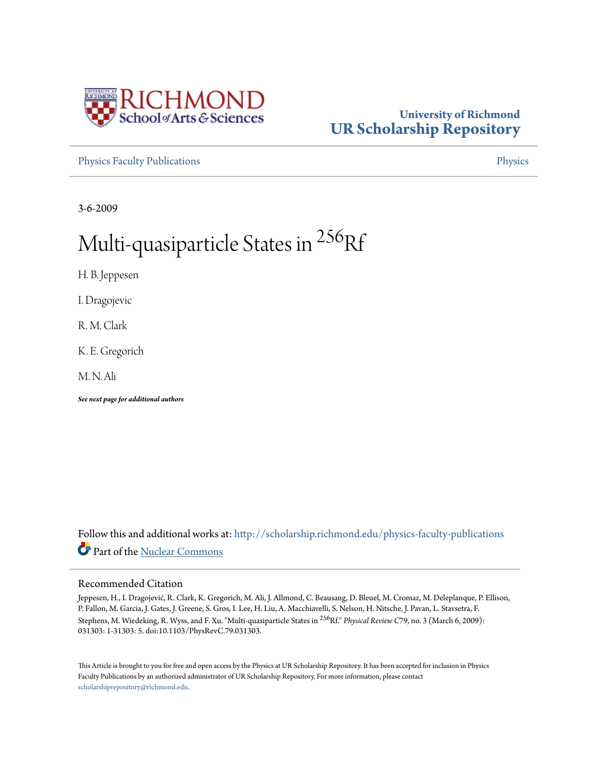University of Richmond
UR Scholarship Repository

Physics Faculty Publications | Physics

3-6-2009

# Multi-quasiparticle States in $^{256}$Rf

H. B. Jeppesen

I. Dragojevic

R. M. Clark

K. E. Gregorich

M. N. Ali

***See next page for additional authors***

Follow this and additional works at: http://scholarship.richmond.edu/physics-faculty-publications

Part of the Nuclear Commons

## Recommended Citation

Jeppesen, H., I. Dragojević, R. Clark, K. Gregorich, M. Ali, J. Allmond, C. Beausang, D. Bleuel, M. Cromaz, M. Deleplanque, P. Ellison, P. Fallon, M. Garcia, J. Gates, J. Greene, S. Gros, I. Lee, H. Liu, A. Macchiavelli, S. Nelson, H. Nitsche, J. Pavan, L. Stavsetra, F. Stephens, M. Wiedeking, R. Wyss, and F. Xu. "Multi-quasiparticle States in $^{256}$Rf." *Physical Review C*79, no. 3 (March 6, 2009): 031303: 1-31303: 5. doi:10.1103/PhysRevC.79.031303.

This Article is brought to you for free and open access by the Physics at UR Scholarship Repository. It has been accepted for inclusion in Physics Faculty Publications by an authorized administrator of UR Scholarship Repository. For more information, please contact scholarshiprepository@richmond.edu.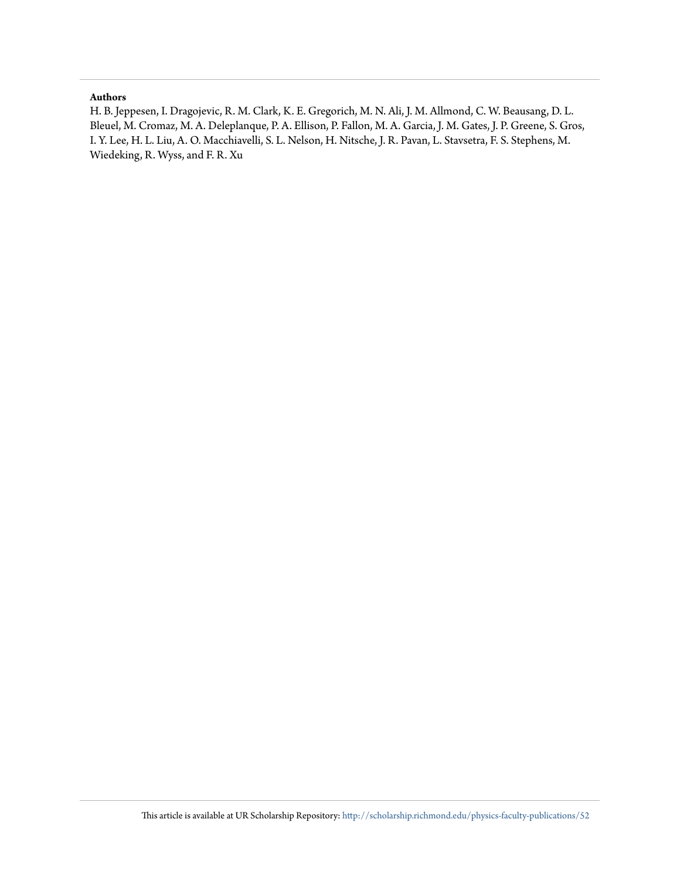**Authors**

H. B. Jeppesen, I. Dragojevic, R. M. Clark, K. E. Gregorich, M. N. Ali, J. M. Allmond, C. W. Beausang, D. L. Bleuel, M. Cromaz, M. A. Deleplanque, P. A. Ellison, P. Fallon, M. A. Garcia, J. M. Gates, J. P. Greene, S. Gros, I. Y. Lee, H. L. Liu, A. O. Macchiavelli, S. L. Nelson, H. Nitsche, J. R. Pavan, L. Stavsetra, F. S. Stephens, M. Wiedeking, R. Wyss, and F. R. Xu

This article is available at UR Scholarship Repository: http://scholarship.richmond.edu/physics-faculty-publications/52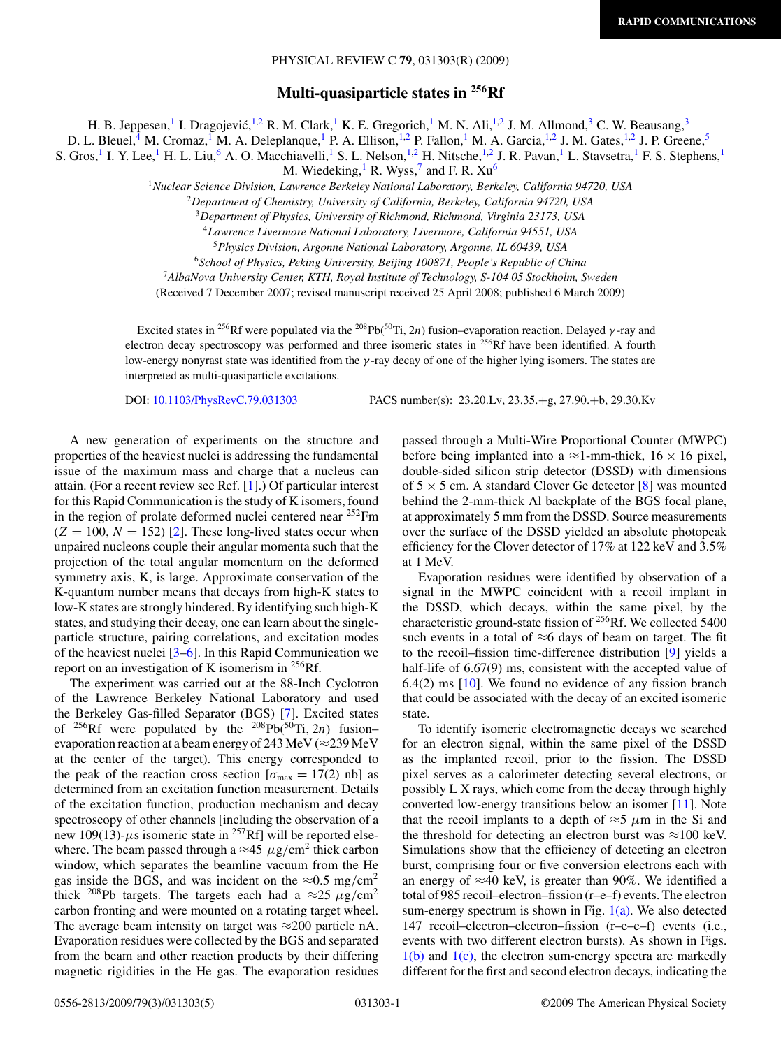# Multi-quasiparticle states in $^{256}$Rf

H. B. Jeppesen,[1] I. Dragojević,[1,2] R. M. Clark,[1] K. E. Gregorich,[1] M. N. Ali,[1,2] J. M. Allmond,[3] C. W. Beausang,[3] D. L. Bleuel,[4] M. Cromaz,[1] M. A. Deleplanque,[1] P. A. Ellison,[1,2] P. Fallon,[1] M. A. Garcia,[1,2] J. M. Gates,[1,2] J. P. Greene,[5] S. Gros,[1] I. Y. Lee,[1] H. L. Liu,[6] A. O. Macchiavelli,[1] S. L. Nelson,[1,2] H. Nitsche,[1,2] J. R. Pavan,[1] L. Stavsetra,[1] F. S. Stephens,[1] M. Wiedeking,[1] R. Wyss,[7] and F. R. Xu[6]

[1]*Nuclear Science Division, Lawrence Berkeley National Laboratory, Berkeley, California 94720, USA*
[2]*Department of Chemistry, University of California, Berkeley, California 94720, USA*
[3]*Department of Physics, University of Richmond, Richmond, Virginia 23173, USA*
[4]*Lawrence Livermore National Laboratory, Livermore, California 94551, USA*
[5]*Physics Division, Argonne National Laboratory, Argonne, IL 60439, USA*
[6]*School of Physics, Peking University, Beijing 100871, People's Republic of China*
[7]*AlbaNova University Center, KTH, Royal Institute of Technology, S-104 05 Stockholm, Sweden*

(Received 7 December 2007; revised manuscript received 25 April 2008; published 6 March 2009)

Excited states in $^{256}$Rf were populated via the $^{208}$Pb($^{50}$Ti, $2n$) fusion–evaporation reaction. Delayed $\gamma$-ray and electron decay spectroscopy was performed and three isomeric states in $^{256}$Rf have been identified. A fourth low-energy nonyrast state was identified from the $\gamma$-ray decay of one of the higher lying isomers. The states are interpreted as multi-quasiparticle excitations.

DOI: 10.1103/PhysRevC.79.031303    PACS number(s): 23.20.Lv, 23.35.+g, 27.90.+b, 29.30.Kv

A new generation of experiments on the structure and properties of the heaviest nuclei is addressing the fundamental issue of the maximum mass and charge that a nucleus can attain. (For a recent review see Ref. [1].) Of particular interest for this Rapid Communication is the study of K isomers, found in the region of prolate deformed nuclei centered near $^{252}$Fm ($Z = 100$, $N = 152$) [2]. These long-lived states occur when unpaired nucleons couple their angular momenta such that the projection of the total angular momentum on the deformed symmetry axis, K, is large. Approximate conservation of the K-quantum number means that decays from high-K states to low-K states are strongly hindered. By identifying such high-K states, and studying their decay, one can learn about the single-particle structure, pairing correlations, and excitation modes of the heaviest nuclei [3–6]. In this Rapid Communication we report on an investigation of K isomerism in $^{256}$Rf.

The experiment was carried out at the 88-Inch Cyclotron of the Lawrence Berkeley National Laboratory and used the Berkeley Gas-filled Separator (BGS) [7]. Excited states of $^{256}$Rf were populated by the $^{208}$Pb($^{50}$Ti, $2n$) fusion–evaporation reaction at a beam energy of 243 MeV ($\approx$239 MeV at the center of the target). This energy corresponded to the peak of the reaction cross section [$\sigma_{max} = 17(2)$ nb] as determined from an excitation function measurement. Details of the excitation function, production mechanism and decay spectroscopy of other channels [including the observation of a new 109(13)-$\mu$s isomeric state in $^{257}$Rf] will be reported elsewhere. The beam passed through a $\approx$45 $\mu$g/cm$^2$ thick carbon window, which separates the beamline vacuum from the He gas inside the BGS, and was incident on the $\approx$0.5 mg/cm$^2$ thick $^{208}$Pb targets. The targets each had a $\approx$25 $\mu$g/cm$^2$ carbon fronting and were mounted on a rotating target wheel. The average beam intensity on target was $\approx$200 particle nA. Evaporation residues were collected by the BGS and separated from the beam and other reaction products by their differing magnetic rigidities in the He gas. The evaporation residues passed through a Multi-Wire Proportional Counter (MWPC) before being implanted into a $\approx$1-mm-thick, $16 \times 16$ pixel, double-sided silicon strip detector (DSSD) with dimensions of $5 \times 5$ cm. A standard Clover Ge detector [8] was mounted behind the 2-mm-thick Al backplate of the BGS focal plane, at approximately 5 mm from the DSSD. Source measurements over the surface of the DSSD yielded an absolute photopeak efficiency for the Clover detector of 17% at 122 keV and 3.5% at 1 MeV.

Evaporation residues were identified by observation of a signal in the MWPC coincident with a recoil implant in the DSSD, which decays, within the same pixel, by the characteristic ground-state fission of $^{256}$Rf. We collected 5400 such events in a total of $\approx$6 days of beam on target. The fit to the recoil–fission time-difference distribution [9] yields a half-life of 6.67(9) ms, consistent with the accepted value of 6.4(2) ms [10]. We found no evidence of any fission branch that could be associated with the decay of an excited isomeric state.

To identify isomeric electromagnetic decays we searched for an electron signal, within the same pixel of the DSSD as the implanted recoil, prior to the fission. The DSSD pixel serves as a calorimeter detecting several electrons, or possibly L X rays, which come from the decay through highly converted low-energy transitions below an isomer [11]. Note that the recoil implants to a depth of $\approx$5 $\mu$m in the Si and the threshold for detecting an electron burst was $\approx$100 keV. Simulations show that the efficiency of detecting an electron burst, comprising four or five conversion electrons each with an energy of $\approx$40 keV, is greater than 90%. We identified a total of 985 recoil–electron–fission (r–e–f) events. The electron sum-energy spectrum is shown in Fig. 1(a). We also detected 147 recoil–electron–electron–fission (r–e–e–f) events (i.e., events with two different electron bursts). As shown in Figs. 1(b) and 1(c), the electron sum-energy spectra are markedly different for the first and second electron decays, indicating the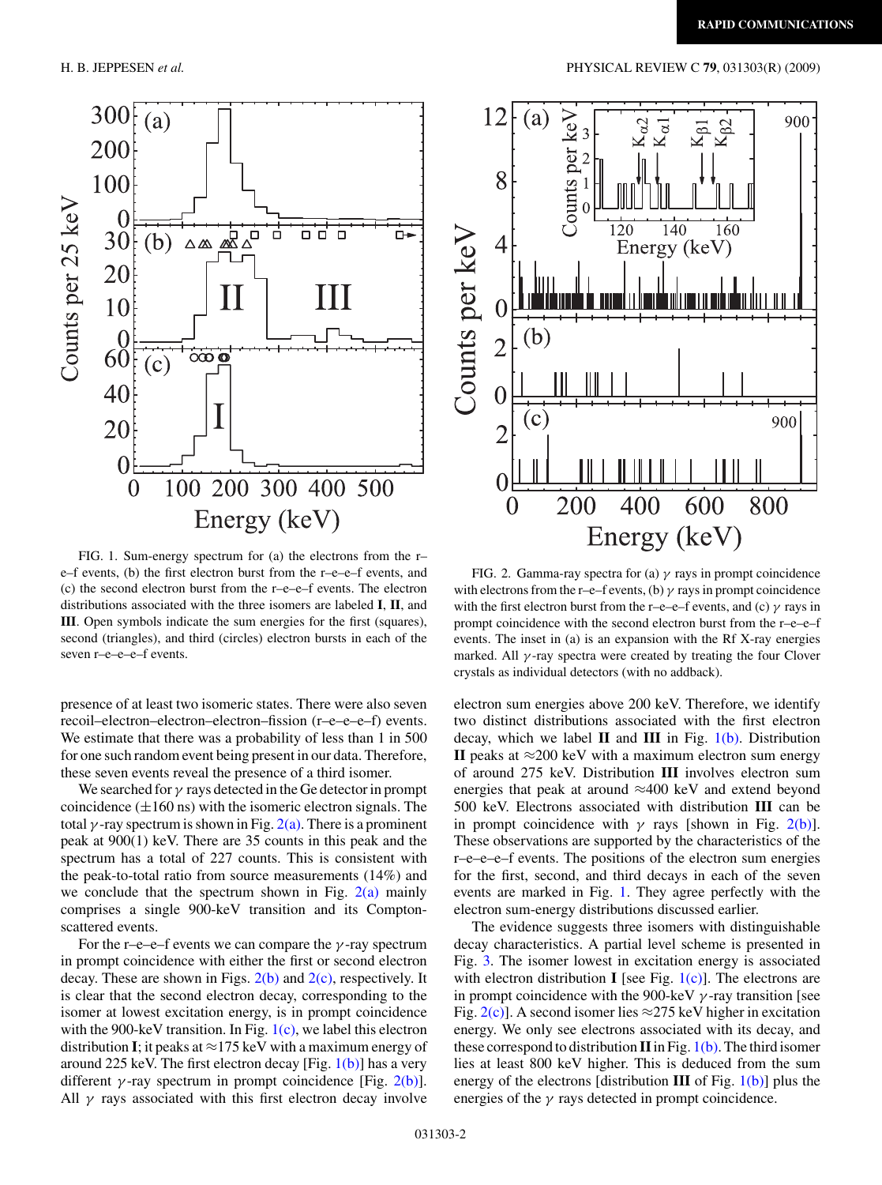FIG. 1. Sum-energy spectrum for (a) the electrons from the r–e–f events, (b) the first electron burst from the r–e–e–f events, and (c) the second electron burst from the r–e–e–f events. The electron distributions associated with the three isomers are labeled **I**, **II**, and **III**. Open symbols indicate the sum energies for the first (squares), second (triangles), and third (circles) electron bursts in each of the seven r–e–e–e–f events.

FIG. 2. Gamma-ray spectra for (a) $\gamma$ rays in prompt coincidence with electrons from the r–e–f events, (b) $\gamma$ rays in prompt coincidence with the first electron burst from the r–e–e–f events, and (c) $\gamma$ rays in prompt coincidence with the second electron burst from the r–e–e–f events. The inset in (a) is an expansion with the Rf X-ray energies marked. All $\gamma$-ray spectra were created by treating the four Clover crystals as individual detectors (with no addback).

presence of at least two isomeric states. There were also seven recoil–electron–electron–electron–fission (r–e–e–e–f) events. We estimate that there was a probability of less than 1 in 500 for one such random event being present in our data. Therefore, these seven events reveal the presence of a third isomer.

We searched for $\gamma$ rays detected in the Ge detector in prompt coincidence ($\pm$160 ns) with the isomeric electron signals. The total $\gamma$-ray spectrum is shown in Fig. 2(a). There is a prominent peak at 900(1) keV. There are 35 counts in this peak and the spectrum has a total of 227 counts. This is consistent with the peak-to-total ratio from source measurements (14%) and we conclude that the spectrum shown in Fig. 2(a) mainly comprises a single 900-keV transition and its Compton-scattered events.

For the r–e–e–f events we can compare the $\gamma$-ray spectrum in prompt coincidence with either the first or second electron decay. These are shown in Figs. 2(b) and 2(c), respectively. It is clear that the second electron decay, corresponding to the isomer at lowest excitation energy, is in prompt coincidence with the 900-keV transition. In Fig. 1(c), we label this electron distribution **I**; it peaks at $\approx$175 keV with a maximum energy of around 225 keV. The first electron decay [Fig. 1(b)] has a very different $\gamma$-ray spectrum in prompt coincidence [Fig. 2(b)]. All $\gamma$ rays associated with this first electron decay involve electron sum energies above 200 keV. Therefore, we identify two distinct distributions associated with the first electron decay, which we label **II** and **III** in Fig. 1(b). Distribution **II** peaks at $\approx$200 keV with a maximum electron sum energy of around 275 keV. Distribution **III** involves electron sum energies that peak at around $\approx$400 keV and extend beyond 500 keV. Electrons associated with distribution **III** can be in prompt coincidence with $\gamma$ rays [shown in Fig. 2(b)]. These observations are supported by the characteristics of the r–e–e–e–f events. The positions of the electron sum energies for the first, second, and third decays in each of the seven events are marked in Fig. 1. They agree perfectly with the electron sum-energy distributions discussed earlier.

The evidence suggests three isomers with distinguishable decay characteristics. A partial level scheme is presented in Fig. 3. The isomer lowest in excitation energy is associated with electron distribution **I** [see Fig. 1(c)]. The electrons are in prompt coincidence with the 900-keV $\gamma$-ray transition [see Fig. 2(c)]. A second isomer lies $\approx$275 keV higher in excitation energy. We only see electrons associated with its decay, and these correspond to distribution **II** in Fig. 1(b). The third isomer lies at least 800 keV higher. This is deduced from the sum energy of the electrons [distribution **III** of Fig. 1(b)] plus the energies of the $\gamma$ rays detected in prompt coincidence.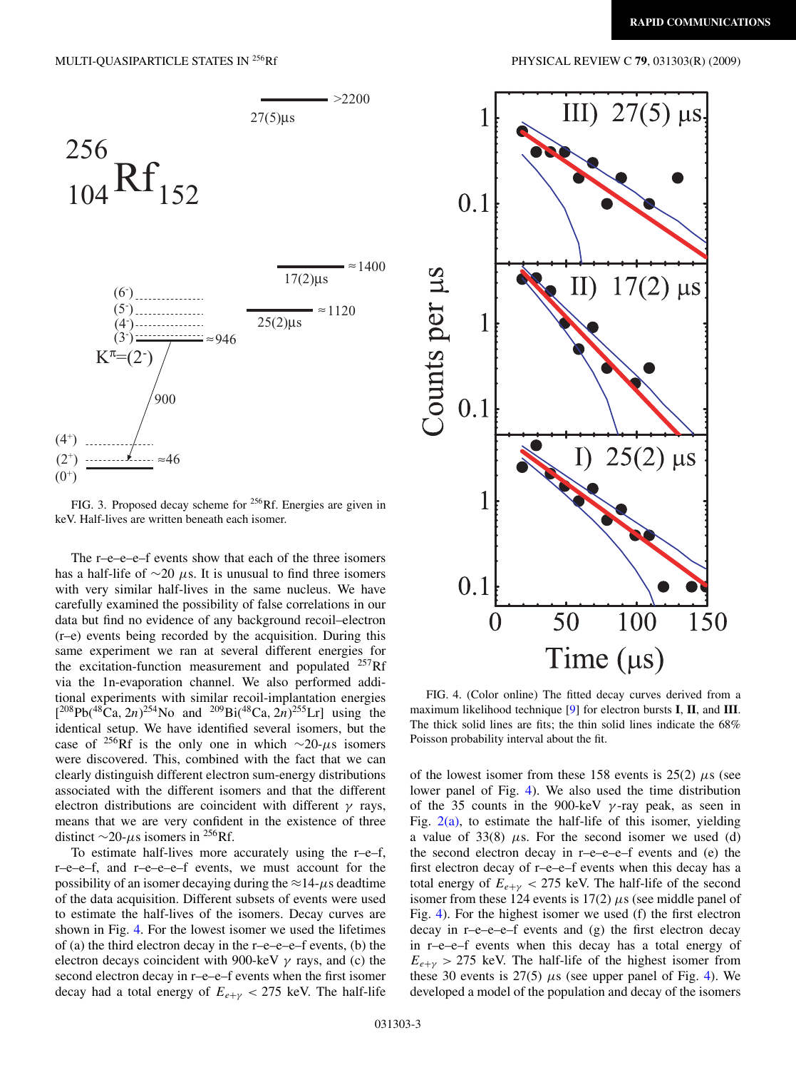FIG. 3. Proposed decay scheme for $^{256}$Rf. Energies are given in keV. Half-lives are written beneath each isomer.

FIG. 4. (Color online) The fitted decay curves derived from a maximum likelihood technique [9] for electron bursts **I**, **II**, and **III**. The thick solid lines are fits; the thin solid lines indicate the 68% Poisson probability interval about the fit.

The r–e–e–e–f events show that each of the three isomers has a half-life of ~20 $\mu$s. It is unusual to find three isomers with very similar half-lives in the same nucleus. We have carefully examined the possibility of false correlations in our data but find no evidence of any background recoil–electron (r–e) events being recorded by the acquisition. During this same experiment we ran at several different energies for the excitation-function measurement and populated $^{257}$Rf via the 1n-evaporation channel. We also performed additional experiments with similar recoil-implantation energies [$^{208}$Pb($^{48}$Ca, 2$n$)$^{254}$No and $^{209}$Bi($^{48}$Ca, 2$n$)$^{255}$Lr] using the identical setup. We have identified several isomers, but the case of $^{256}$Rf is the only one in which ~20-$\mu$s isomers were discovered. This, combined with the fact that we can clearly distinguish different electron sum-energy distributions associated with the different isomers and that the different electron distributions are coincident with different $\gamma$ rays, means that we are very confident in the existence of three distinct ~20-$\mu$s isomers in $^{256}$Rf.

To estimate half-lives more accurately using the r–e–f, r–e–e–f, and r–e–e–e–f events, we must account for the possibility of an isomer decaying during the ≈14-$\mu$s deadtime of the data acquisition. Different subsets of events were used to estimate the half-lives of the isomers. Decay curves are shown in Fig. 4. For the lowest isomer we used the lifetimes of (a) the third electron decay in the r–e–e–e–f events, (b) the electron decays coincident with 900-keV $\gamma$ rays, and (c) the second electron decay in r–e–e–f events when the first isomer decay had a total energy of $E_{e+\gamma} < 275$ keV. The half-life of the lowest isomer from these 158 events is 25(2) $\mu$s (see lower panel of Fig. 4). We also used the time distribution of the 35 counts in the 900-keV $\gamma$-ray peak, as seen in Fig. 2(a), to estimate the half-life of this isomer, yielding a value of 33(8) $\mu$s. For the second isomer we used (d) the second electron decay in r–e–e–e–f events and (e) the first electron decay of r–e–e–f events when this decay has a total energy of $E_{e+\gamma} < 275$ keV. The half-life of the second isomer from these 124 events is 17(2) $\mu$s (see middle panel of Fig. 4). For the highest isomer we used (f) the first electron decay in r–e–e–e–f events and (g) the first electron decay in r–e–e–f events when this decay has a total energy of $E_{e+\gamma} > 275$ keV. The half-life of the highest isomer from these 30 events is 27(5) $\mu$s (see upper panel of Fig. 4). We developed a model of the population and decay of the isomers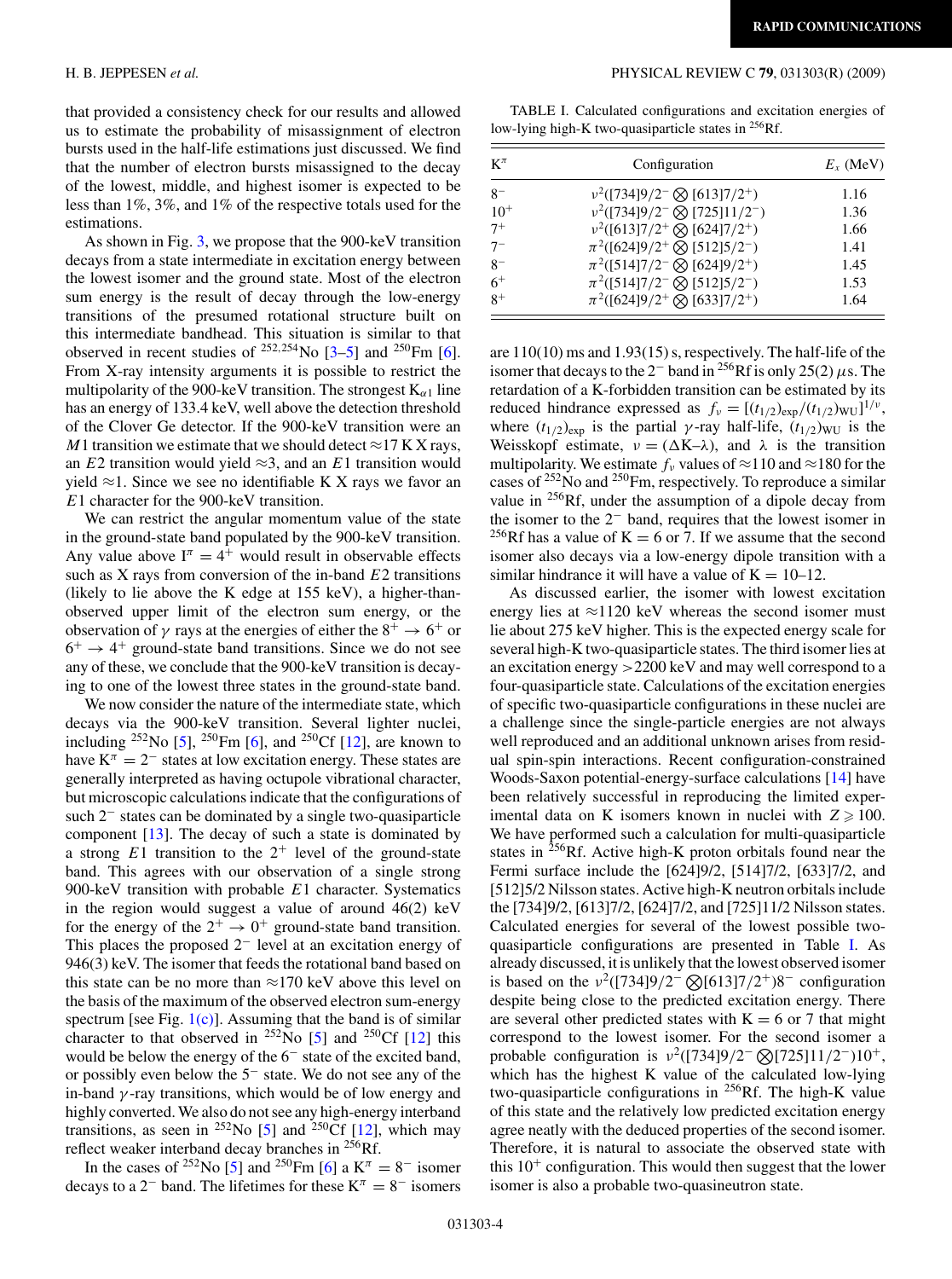that provided a consistency check for our results and allowed us to estimate the probability of misassignment of electron bursts used in the half-life estimations just discussed. We find that the number of electron bursts misassigned to the decay of the lowest, middle, and highest isomer is expected to be less than 1%, 3%, and 1% of the respective totals used for the estimations.

As shown in Fig. 3, we propose that the 900-keV transition decays from a state intermediate in excitation energy between the lowest isomer and the ground state. Most of the electron sum energy is the result of decay through the low-energy transitions of the presumed rotational structure built on this intermediate bandhead. This situation is similar to that observed in recent studies of $^{252,254}$No [3–5] and $^{250}$Fm [6]. From X-ray intensity arguments it is possible to restrict the multipolarity of the 900-keV transition. The strongest $K_{\alpha 1}$ line has an energy of 133.4 keV, well above the detection threshold of the Clover Ge detector. If the 900-keV transition were an $M1$ transition we estimate that we should detect ≈17 K X rays, an $E2$ transition would yield ≈3, and an $E1$ transition would yield ≈1. Since we see no identifiable K X rays we favor an $E1$ character for the 900-keV transition.

We can restrict the angular momentum value of the state in the ground-state band populated by the 900-keV transition. Any value above $I^{\pi} = 4^{+}$ would result in observable effects such as X rays from conversion of the in-band $E2$ transitions (likely to lie above the K edge at 155 keV), a higher-than-observed upper limit of the electron sum energy, or the observation of $\gamma$ rays at the energies of either the $8^{+} \rightarrow 6^{+}$ or $6^{+} \rightarrow 4^{+}$ ground-state band transitions. Since we do not see any of these, we conclude that the 900-keV transition is decaying to one of the lowest three states in the ground-state band.

We now consider the nature of the intermediate state, which decays via the 900-keV transition. Several lighter nuclei, including $^{252}$No [5], $^{250}$Fm [6], and $^{250}$Cf [12], are known to have $K^{\pi} = 2^{-}$ states at low excitation energy. These states are generally interpreted as having octupole vibrational character, but microscopic calculations indicate that the configurations of such $2^{-}$ states can be dominated by a single two-quasiparticle component [13]. The decay of such a state is dominated by a strong $E1$ transition to the $2^{+}$ level of the ground-state band. This agrees with our observation of a single strong 900-keV transition with probable $E1$ character. Systematics in the region would suggest a value of around 46(2) keV for the energy of the $2^{+} \rightarrow 0^{+}$ ground-state band transition. This places the proposed $2^{-}$ level at an excitation energy of 946(3) keV. The isomer that feeds the rotational band based on this state can be no more than ≈170 keV above this level on the basis of the maximum of the observed electron sum-energy spectrum [see Fig. 1(c)]. Assuming that the band is of similar character to that observed in $^{252}$No [5] and $^{250}$Cf [12] this would be below the energy of the $6^{-}$ state of the excited band, or possibly even below the $5^{-}$ state. We do not see any of the in-band $\gamma$-ray transitions, which would be of low energy and highly converted. We also do not see any high-energy interband transitions, as seen in $^{252}$No [5] and $^{250}$Cf [12], which may reflect weaker interband decay branches in $^{256}$Rf.

In the cases of $^{252}$No [5] and $^{250}$Fm [6] a $K^{\pi} = 8^{-}$ isomer decays to a $2^{-}$ band. The lifetimes for these $K^{\pi} = 8^{-}$ isomers are 110(10) ms and 1.93(15) s, respectively. The half-life of the isomer that decays to the $2^{-}$ band in $^{256}$Rf is only 25(2) $\mu$s. The retardation of a K-forbidden transition can be estimated by its reduced hindrance expressed as $f_{\nu} = [(t_{1/2})_{\text{exp}}/(t_{1/2})_{\text{WU}}]^{1/\nu}$, where $(t_{1/2})_{\text{exp}}$ is the partial $\gamma$-ray half-life, $(t_{1/2})_{\text{WU}}$ is the Weisskopf estimate, $\nu = (\Delta\text{K}–\lambda)$, and $\lambda$ is the transition multipolarity. We estimate $f_{\nu}$ values of ≈110 and ≈180 for the cases of $^{252}$No and $^{250}$Fm, respectively. To reproduce a similar value in $^{256}$Rf, under the assumption of a dipole decay from the isomer to the $2^{-}$ band, requires that the lowest isomer in $^{256}$Rf has a value of K = 6 or 7. If we assume that the second isomer also decays via a low-energy dipole transition with a similar hindrance it will have a value of K = 10–12.

As discussed earlier, the isomer with lowest excitation energy lies at ≈1120 keV whereas the second isomer must lie about 275 keV higher. This is the expected energy scale for several high-K two-quasiparticle states. The third isomer lies at an excitation energy >2200 keV and may well correspond to a four-quasiparticle state. Calculations of the excitation energies of specific two-quasiparticle configurations in these nuclei are a challenge since the single-particle energies are not always well reproduced and an additional unknown arises from residual spin-spin interactions. Recent configuration-constrained Woods-Saxon potential-energy-surface calculations [14] have been relatively successful in reproducing the limited experimental data on K isomers known in nuclei with $Z \geqslant 100$. We have performed such a calculation for multi-quasiparticle states in $^{256}$Rf. Active high-K proton orbitals found near the Fermi surface include the [624]9/2, [514]7/2, [633]7/2, and [512]5/2 Nilsson states. Active high-K neutron orbitals include the [734]9/2, [613]7/2, [624]7/2, and [725]11/2 Nilsson states. Calculated energies for several of the lowest possible two-quasiparticle configurations are presented in Table I. As already discussed, it is unlikely that the lowest observed isomer is based on the $\nu^{2}([734]9/2^{-} \otimes [613]7/2^{+})8^{-}$ configuration despite being close to the predicted excitation energy. There are several other predicted states with K = 6 or 7 that might correspond to the lowest isomer. For the second isomer a probable configuration is $\nu^{2}([734]9/2^{-} \otimes [725]11/2^{-})10^{+}$, which has the highest K value of the calculated low-lying two-quasiparticle configurations in $^{256}$Rf. The high-K value of this state and the relatively low predicted excitation energy agree neatly with the deduced properties of the second isomer. Therefore, it is natural to associate the observed state with this $10^{+}$ configuration. This would then suggest that the lower isomer is also a probable two-quasineutron state.

TABLE I. Calculated configurations and excitation energies of low-lying high-K two-quasiparticle states in $^{256}$Rf.

| $K^{\pi}$ | Configuration | $E_x$ (MeV) |
|---|---|---|
| $8^{-}$ | $\nu^{2}([734]9/2^{-} \otimes [613]7/2^{+})$ | 1.16 |
| $10^{+}$ | $\nu^{2}([734]9/2^{-} \otimes [725]11/2^{-})$ | 1.36 |
| $7^{+}$ | $\nu^{2}([613]7/2^{+} \otimes [624]7/2^{+})$ | 1.66 |
| $7^{-}$ | $\pi^{2}([624]9/2^{+} \otimes [512]5/2^{-})$ | 1.41 |
| $8^{-}$ | $\pi^{2}([514]7/2^{-} \otimes [624]9/2^{+})$ | 1.45 |
| $6^{+}$ | $\pi^{2}([514]7/2^{-} \otimes [512]5/2^{-})$ | 1.53 |
| $8^{+}$ | $\pi^{2}([624]9/2^{+} \otimes [633]7/2^{+})$ | 1.64 |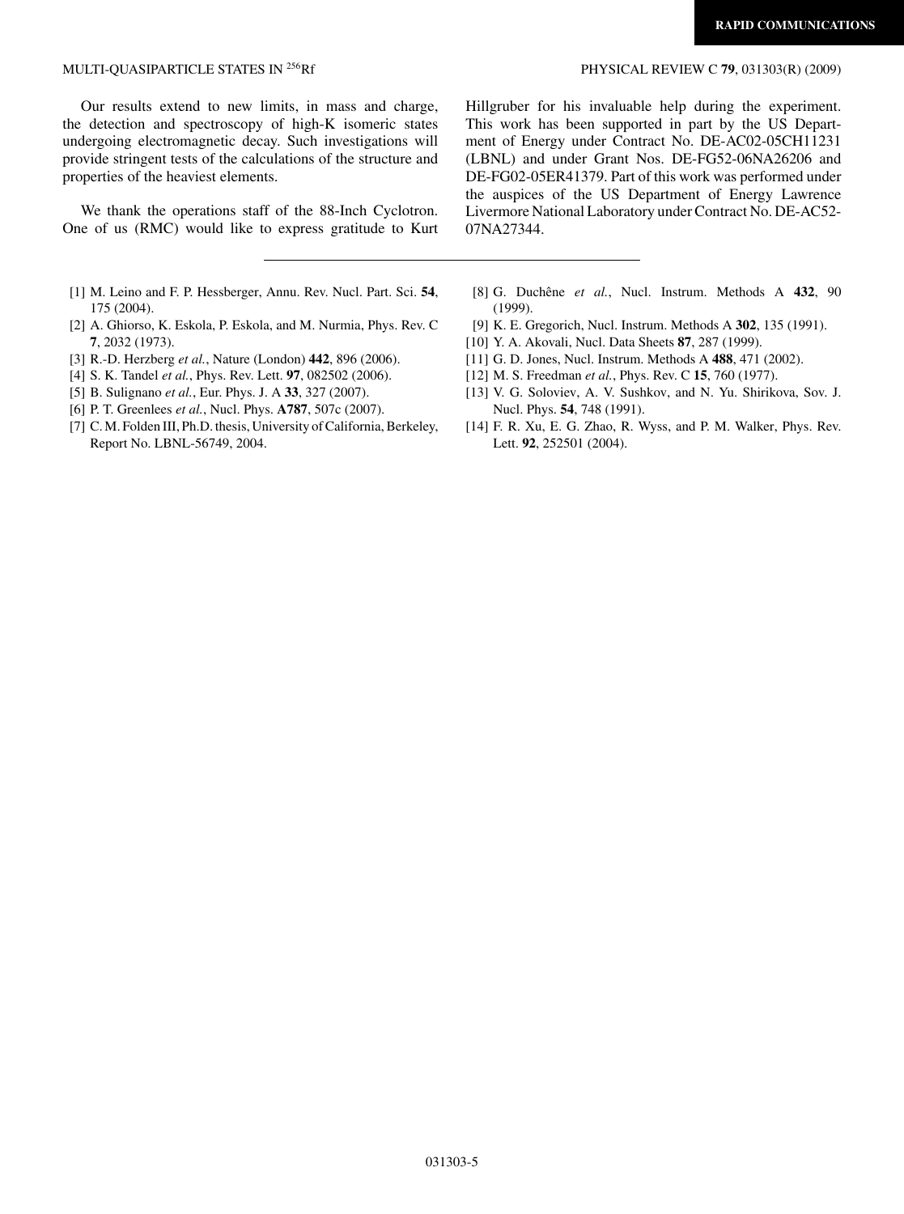Our results extend to new limits, in mass and charge, the detection and spectroscopy of high-K isomeric states undergoing electromagnetic decay. Such investigations will provide stringent tests of the calculations of the structure and properties of the heaviest elements.

We thank the operations staff of the 88-Inch Cyclotron. One of us (RMC) would like to express gratitude to Kurt Hillgruber for his invaluable help during the experiment. This work has been supported in part by the US Department of Energy under Contract No. DE-AC02-05CH11231 (LBNL) and under Grant Nos. DE-FG52-06NA26206 and DE-FG02-05ER41379. Part of this work was performed under the auspices of the US Department of Energy Lawrence Livermore National Laboratory under Contract No. DE-AC52-07NA27344.

---

[1] M. Leino and F. P. Hessberger, Annu. Rev. Nucl. Part. Sci. **54**, 175 (2004).
[2] A. Ghiorso, K. Eskola, P. Eskola, and M. Nurmia, Phys. Rev. C **7**, 2032 (1973).
[3] R.-D. Herzberg *et al.*, Nature (London) **442**, 896 (2006).
[4] S. K. Tandel *et al.*, Phys. Rev. Lett. **97**, 082502 (2006).
[5] B. Sulignano *et al.*, Eur. Phys. J. A **33**, 327 (2007).
[6] P. T. Greenlees *et al.*, Nucl. Phys. **A787**, 507c (2007).
[7] C. M. Folden III, Ph.D. thesis, University of California, Berkeley, Report No. LBNL-56749, 2004.
[8] G. Duchêne *et al.*, Nucl. Instrum. Methods A **432**, 90 (1999).
[9] K. E. Gregorich, Nucl. Instrum. Methods A **302**, 135 (1991).
[10] Y. A. Akovali, Nucl. Data Sheets **87**, 287 (1999).
[11] G. D. Jones, Nucl. Instrum. Methods A **488**, 471 (2002).
[12] M. S. Freedman *et al.*, Phys. Rev. C **15**, 760 (1977).
[13] V. G. Soloviev, A. V. Sushkov, and N. Yu. Shirikova, Sov. J. Nucl. Phys. **54**, 748 (1991).
[14] F. R. Xu, E. G. Zhao, R. Wyss, and P. M. Walker, Phys. Rev. Lett. **92**, 252501 (2004).